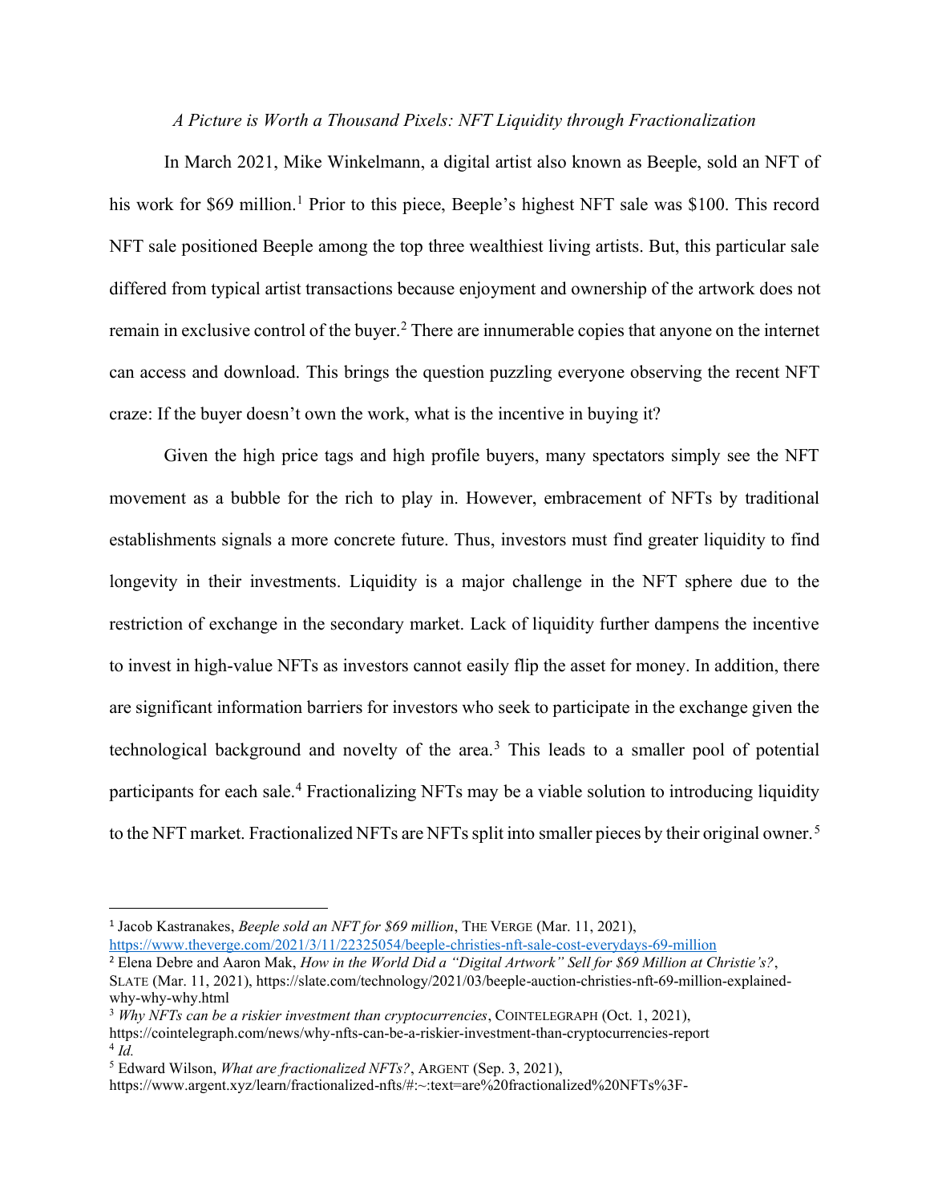*A Picture is Worth a Thousand Pixels: NFT Liquidity through Fractionalization*

In March 2021, Mike Winkelmann, a digital artist also known as Beeple, sold an NFT of his work for $69 million.[1] Prior to this piece, Beeple's highest NFT sale was $100. This record NFT sale positioned Beeple among the top three wealthiest living artists. But, this particular sale differed from typical artist transactions because enjoyment and ownership of the artwork does not remain in exclusive control of the buyer.[2] There are innumerable copies that anyone on the internet can access and download. This brings the question puzzling everyone observing the recent NFT craze: If the buyer doesn't own the work, what is the incentive in buying it?

Given the high price tags and high profile buyers, many spectators simply see the NFT movement as a bubble for the rich to play in. However, embracement of NFTs by traditional establishments signals a more concrete future. Thus, investors must find greater liquidity to find longevity in their investments. Liquidity is a major challenge in the NFT sphere due to the restriction of exchange in the secondary market. Lack of liquidity further dampens the incentive to invest in high-value NFTs as investors cannot easily flip the asset for money. In addition, there are significant information barriers for investors who seek to participate in the exchange given the technological background and novelty of the area.[3] This leads to a smaller pool of potential participants for each sale.[4] Fractionalizing NFTs may be a viable solution to introducing liquidity to the NFT market. Fractionalized NFTs are NFTs split into smaller pieces by their original owner.[5]

---

[1] Jacob Kastranakes, *Beeple sold an NFT for $69 million*, THE VERGE (Mar. 11, 2021), https://www.theverge.com/2021/3/11/22325054/beeple-christies-nft-sale-cost-everydays-69-million

[2] Elena Debre and Aaron Mak, *How in the World Did a "Digital Artwork" Sell for $69 Million at Christie's?*, SLATE (Mar. 11, 2021), https://slate.com/technology/2021/03/beeple-auction-christies-nft-69-million-explained-why-why-why.html

[3] *Why NFTs can be a riskier investment than cryptocurrencies*, COINTELEGRAPH (Oct. 1, 2021), https://cointelegraph.com/news/why-nfts-can-be-a-riskier-investment-than-cryptocurrencies-report

[4] *Id.*

[5] Edward Wilson, *What are fractionalized NFTs?*, ARGENT (Sep. 3, 2021), https://www.argent.xyz/learn/fractionalized-nfts/#:~:text=are%20fractionalized%20NFTs%3F-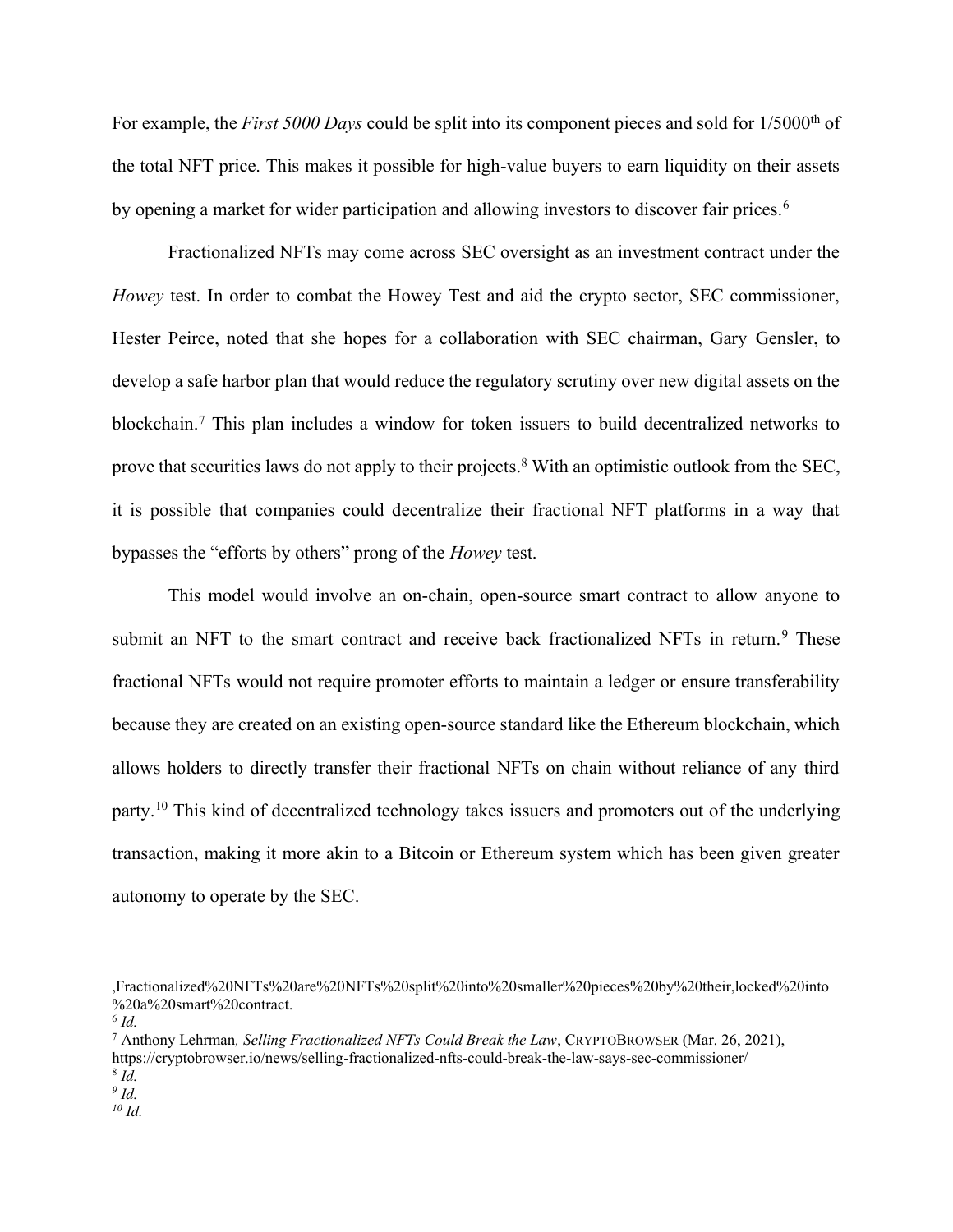For example, the *First 5000 Days* could be split into its component pieces and sold for 1/5000th of the total NFT price. This makes it possible for high-value buyers to earn liquidity on their assets by opening a market for wider participation and allowing investors to discover fair prices.[6]

Fractionalized NFTs may come across SEC oversight as an investment contract under the *Howey* test. In order to combat the Howey Test and aid the crypto sector, SEC commissioner, Hester Peirce, noted that she hopes for a collaboration with SEC chairman, Gary Gensler, to develop a safe harbor plan that would reduce the regulatory scrutiny over new digital assets on the blockchain.[7] This plan includes a window for token issuers to build decentralized networks to prove that securities laws do not apply to their projects.[8] With an optimistic outlook from the SEC, it is possible that companies could decentralize their fractional NFT platforms in a way that bypasses the "efforts by others" prong of the *Howey* test.

This model would involve an on-chain, open-source smart contract to allow anyone to submit an NFT to the smart contract and receive back fractionalized NFTs in return.[9] These fractional NFTs would not require promoter efforts to maintain a ledger or ensure transferability because they are created on an existing open-source standard like the Ethereum blockchain, which allows holders to directly transfer their fractional NFTs on chain without reliance of any third party.[10] This kind of decentralized technology takes issuers and promoters out of the underlying transaction, making it more akin to a Bitcoin or Ethereum system which has been given greater autonomy to operate by the SEC.

---

,Fractionalized%20NFTs%20are%20NFTs%20split%20into%20smaller%20pieces%20by%20their,locked%20into%20a%20smart%20contract.

[6] *Id.*

[7] Anthony Lehrman, *Selling Fractionalized NFTs Could Break the Law*, CRYPTOBROWSER (Mar. 26, 2021), https://cryptobrowser.io/news/selling-fractionalized-nfts-could-break-the-law-says-sec-commissioner/

[8] *Id.*

[9] *Id.*

[10] *Id.*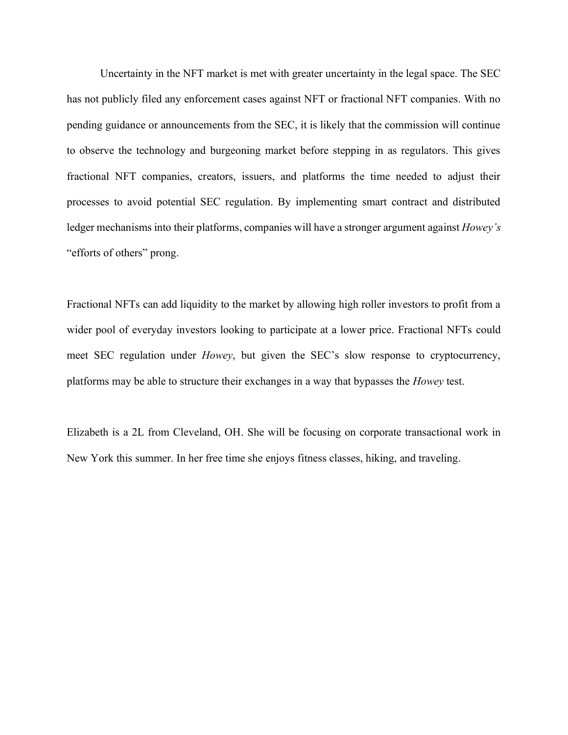Uncertainty in the NFT market is met with greater uncertainty in the legal space. The SEC has not publicly filed any enforcement cases against NFT or fractional NFT companies. With no pending guidance or announcements from the SEC, it is likely that the commission will continue to observe the technology and burgeoning market before stepping in as regulators. This gives fractional NFT companies, creators, issuers, and platforms the time needed to adjust their processes to avoid potential SEC regulation. By implementing smart contract and distributed ledger mechanisms into their platforms, companies will have a stronger argument against *Howey's* "efforts of others" prong.

Fractional NFTs can add liquidity to the market by allowing high roller investors to profit from a wider pool of everyday investors looking to participate at a lower price. Fractional NFTs could meet SEC regulation under *Howey*, but given the SEC's slow response to cryptocurrency, platforms may be able to structure their exchanges in a way that bypasses the *Howey* test.

Elizabeth is a 2L from Cleveland, OH. She will be focusing on corporate transactional work in New York this summer. In her free time she enjoys fitness classes, hiking, and traveling.